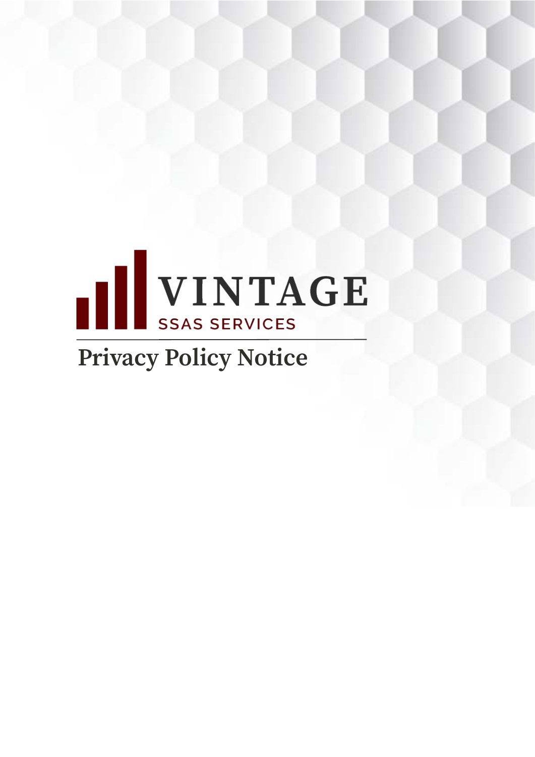# VINTAGE

SSAS SERVICES

# Privacy Policy Notice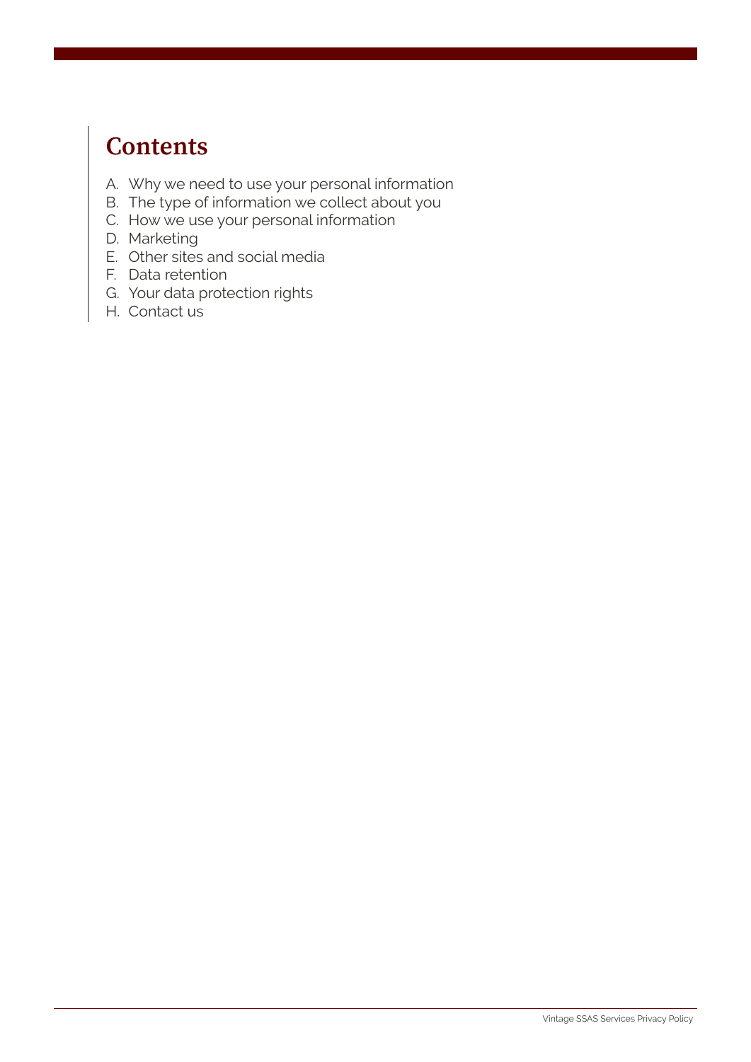## Contents

A. Why we need to use your personal information
B. The type of information we collect about you
C. How we use your personal information
D. Marketing
E. Other sites and social media
F. Data retention
G. Your data protection rights
H. Contact us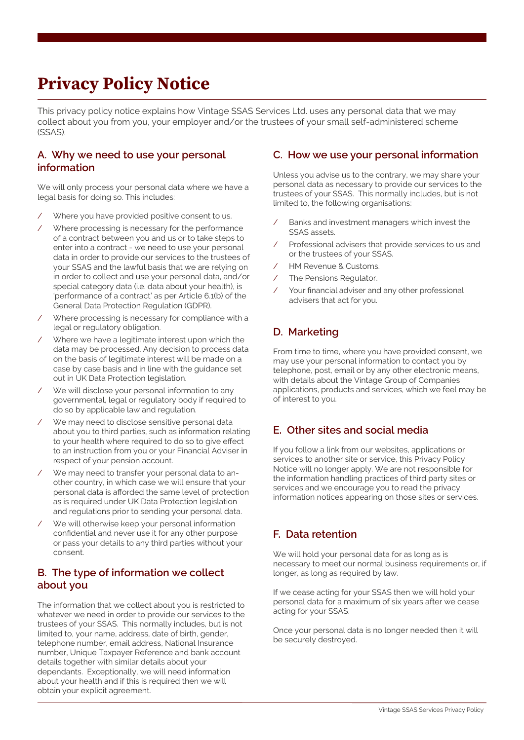# Privacy Policy Notice

This privacy policy notice explains how Vintage SSAS Services Ltd. uses any personal data that we may collect about you from you, your employer and/or the trustees of your small self-administered scheme (SSAS).

## A. Why we need to use your personal information

We will only process your personal data where we have a legal basis for doing so. This includes:

- Where you have provided positive consent to us.
- Where processing is necessary for the performance of a contract between you and us or to take steps to enter into a contract - we need to use your personal data in order to provide our services to the trustees of your SSAS and the lawful basis that we are relying on in order to collect and use your personal data, and/or special category data (i.e. data about your health), is 'performance of a contract' as per Article 6.1(b) of the General Data Protection Regulation (GDPR).
- Where processing is necessary for compliance with a legal or regulatory obligation.
- Where we have a legitimate interest upon which the data may be processed. Any decision to process data on the basis of legitimate interest will be made on a case by case basis and in line with the guidance set out in UK Data Protection legislation.
- We will disclose your personal information to any governmental, legal or regulatory body if required to do so by applicable law and regulation.
- We may need to disclose sensitive personal data about you to third parties, such as information relating to your health where required to do so to give effect to an instruction from you or your Financial Adviser in respect of your pension account.
- We may need to transfer your personal data to another country, in which case we will ensure that your personal data is afforded the same level of protection as is required under UK Data Protection legislation and regulations prior to sending your personal data.
- We will otherwise keep your personal information confidential and never use it for any other purpose or pass your details to any third parties without your consent.

## B. The type of information we collect about you

The information that we collect about you is restricted to whatever we need in order to provide our services to the trustees of your SSAS. This normally includes, but is not limited to, your name, address, date of birth, gender, telephone number, email address, National Insurance number, Unique Taxpayer Reference and bank account details together with similar details about your dependants. Exceptionally, we will need information about your health and if this is required then we will obtain your explicit agreement.

## C. How we use your personal information

Unless you advise us to the contrary, we may share your personal data as necessary to provide our services to the trustees of your SSAS. This normally includes, but is not limited to, the following organisations:

- Banks and investment managers which invest the SSAS assets.
- Professional advisers that provide services to us and or the trustees of your SSAS.
- HM Revenue & Customs.
- The Pensions Regulator.
- Your financial adviser and any other professional advisers that act for you.

## D. Marketing

From time to time, where you have provided consent, we may use your personal information to contact you by telephone, post, email or by any other electronic means, with details about the Vintage Group of Companies applications, products and services, which we feel may be of interest to you.

## E. Other sites and social media

If you follow a link from our websites, applications or services to another site or service, this Privacy Policy Notice will no longer apply. We are not responsible for the information handling practices of third party sites or services and we encourage you to read the privacy information notices appearing on those sites or services.

## F. Data retention

We will hold your personal data for as long as is necessary to meet our normal business requirements or, if longer, as long as required by law.

If we cease acting for your SSAS then we will hold your personal data for a maximum of six years after we cease acting for your SSAS.

Once your personal data is no longer needed then it will be securely destroyed.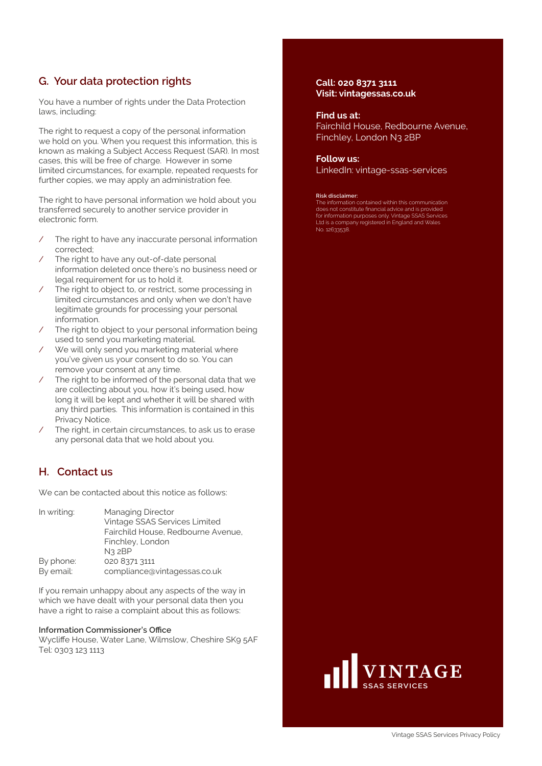## G. Your data protection rights

You have a number of rights under the Data Protection laws, including:

The right to request a copy of the personal information we hold on you. When you request this information, this is known as making a Subject Access Request (SAR). In most cases, this will be free of charge. However in some limited circumstances, for example, repeated requests for further copies, we may apply an administration fee.

The right to have personal information we hold about you transferred securely to another service provider in electronic form.

- The right to have any inaccurate personal information corrected;
- The right to have any out-of-date personal information deleted once there's no business need or legal requirement for us to hold it.
- The right to object to, or restrict, some processing in limited circumstances and only when we don't have legitimate grounds for processing your personal information.
- The right to object to your personal information being used to send you marketing material.
- We will only send you marketing material where you've given us your consent to do so. You can remove your consent at any time.
- The right to be informed of the personal data that we are collecting about you, how it's being used, how long it will be kept and whether it will be shared with any third parties. This information is contained in this Privacy Notice.
- The right, in certain circumstances, to ask us to erase any personal data that we hold about you.

## H. Contact us

We can be contacted about this notice as follows:

| | |
|---|---|
| In writing: | Managing Director<br>Vintage SSAS Services Limited<br>Fairchild House, Redbourne Avenue,<br>Finchley, London<br>N3 2BP |
| By phone: | 020 8371 3111 |
| By email: | compliance@vintagessas.co.uk |

If you remain unhappy about any aspects of the way in which we have dealt with your personal data then you have a right to raise a complaint about this as follows:

**Information Commissioner's Office**
Wycliffe House, Water Lane, Wilmslow, Cheshire SK9 5AF
Tel: 0303 123 1113

**Call: 020 8371 3111**
**Visit: vintagessas.co.uk**

**Find us at:**
Fairchild House, Redbourne Avenue, Finchley, London N3 2BP

**Follow us:**
LinkedIn: vintage-ssas-services

**Risk disclaimer:**
The information contained within this communication does not constitute financial advice and is provided for information purposes only. Vintage SSAS Services Ltd is a company registered in England and Wales No. 12633538.

VINTAGE SSAS SERVICES